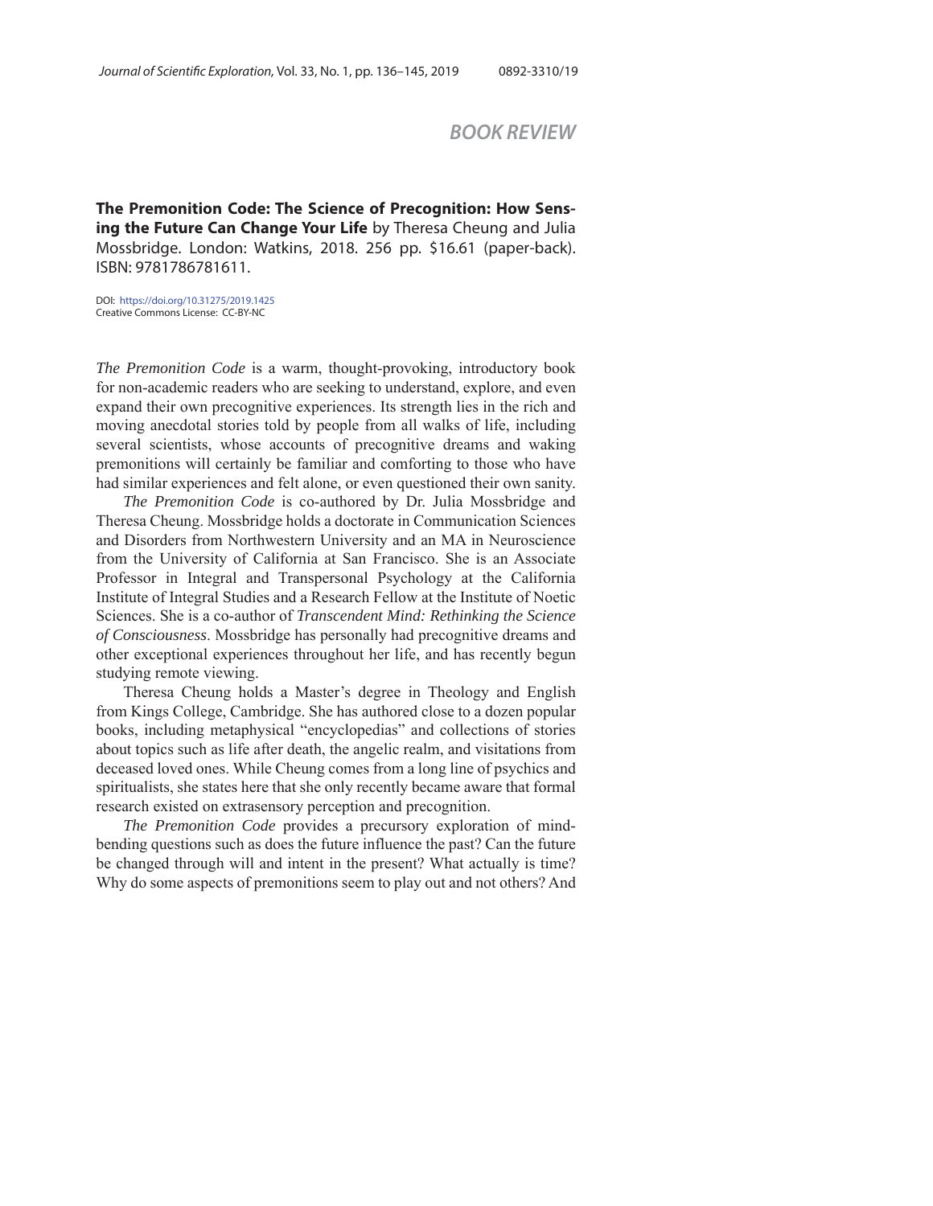## BOOK REVIEW

**The Premonition Code: The Science of Precognition: How Sensing the Future Can Change Your Life** by Theresa Cheung and Julia Mossbridge. London: Watkins, 2018. 256 pp. $16.61 (paper-back). ISBN: 9781786781611.

DOI: https://doi.org/10.31275/2019.1425
Creative Commons License: CC-BY-NC

*The Premonition Code* is a warm, thought-provoking, introductory book for non-academic readers who are seeking to understand, explore, and even expand their own precognitive experiences. Its strength lies in the rich and moving anecdotal stories told by people from all walks of life, including several scientists, whose accounts of precognitive dreams and waking premonitions will certainly be familiar and comforting to those who have had similar experiences and felt alone, or even questioned their own sanity.

*The Premonition Code* is co-authored by Dr. Julia Mossbridge and Theresa Cheung. Mossbridge holds a doctorate in Communication Sciences and Disorders from Northwestern University and an MA in Neuroscience from the University of California at San Francisco. She is an Associate Professor in Integral and Transpersonal Psychology at the California Institute of Integral Studies and a Research Fellow at the Institute of Noetic Sciences. She is a co-author of *Transcendent Mind: Rethinking the Science of Consciousness*. Mossbridge has personally had precognitive dreams and other exceptional experiences throughout her life, and has recently begun studying remote viewing.

Theresa Cheung holds a Master's degree in Theology and English from Kings College, Cambridge. She has authored close to a dozen popular books, including metaphysical "encyclopedias" and collections of stories about topics such as life after death, the angelic realm, and visitations from deceased loved ones. While Cheung comes from a long line of psychics and spiritualists, she states here that she only recently became aware that formal research existed on extrasensory perception and precognition.

*The Premonition Code* provides a precursory exploration of mind-bending questions such as does the future influence the past? Can the future be changed through will and intent in the present? What actually is time? Why do some aspects of premonitions seem to play out and not others? And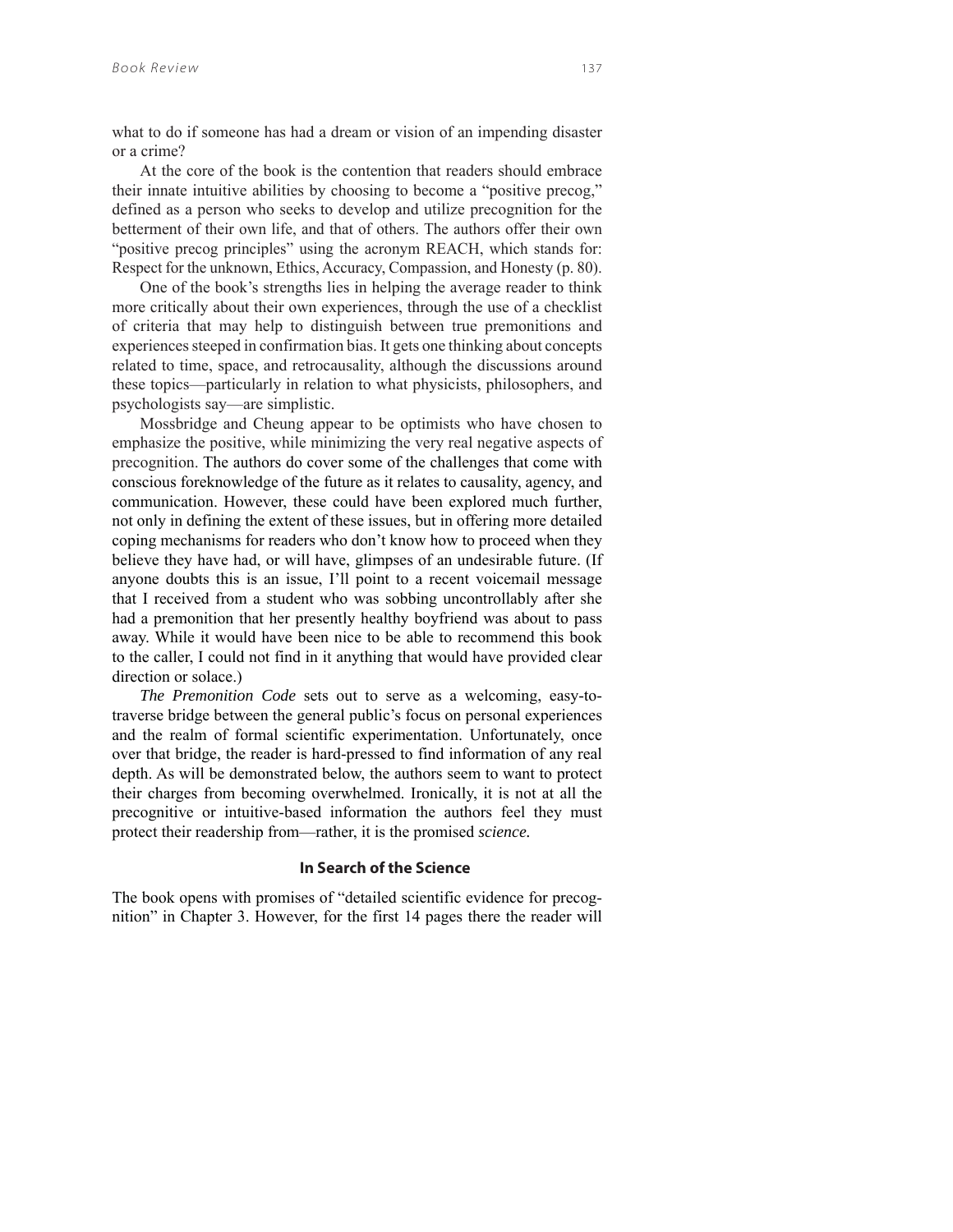what to do if someone has had a dream or vision of an impending disaster or a crime?

At the core of the book is the contention that readers should embrace their innate intuitive abilities by choosing to become a "positive precog," defined as a person who seeks to develop and utilize precognition for the betterment of their own life, and that of others. The authors offer their own "positive precog principles" using the acronym REACH, which stands for: Respect for the unknown, Ethics, Accuracy, Compassion, and Honesty (p. 80).

One of the book's strengths lies in helping the average reader to think more critically about their own experiences, through the use of a checklist of criteria that may help to distinguish between true premonitions and experiences steeped in confirmation bias. It gets one thinking about concepts related to time, space, and retrocausality, although the discussions around these topics—particularly in relation to what physicists, philosophers, and psychologists say—are simplistic.

Mossbridge and Cheung appear to be optimists who have chosen to emphasize the positive, while minimizing the very real negative aspects of precognition. The authors do cover some of the challenges that come with conscious foreknowledge of the future as it relates to causality, agency, and communication. However, these could have been explored much further, not only in defining the extent of these issues, but in offering more detailed coping mechanisms for readers who don't know how to proceed when they believe they have had, or will have, glimpses of an undesirable future. (If anyone doubts this is an issue, I'll point to a recent voicemail message that I received from a student who was sobbing uncontrollably after she had a premonition that her presently healthy boyfriend was about to pass away. While it would have been nice to be able to recommend this book to the caller, I could not find in it anything that would have provided clear direction or solace.)

*The Premonition Code* sets out to serve as a welcoming, easy-to-traverse bridge between the general public's focus on personal experiences and the realm of formal scientific experimentation. Unfortunately, once over that bridge, the reader is hard-pressed to find information of any real depth. As will be demonstrated below, the authors seem to want to protect their charges from becoming overwhelmed. Ironically, it is not at all the precognitive or intuitive-based information the authors feel they must protect their readership from—rather, it is the promised *science.*

### In Search of the Science

The book opens with promises of "detailed scientific evidence for precognition" in Chapter 3. However, for the first 14 pages there the reader will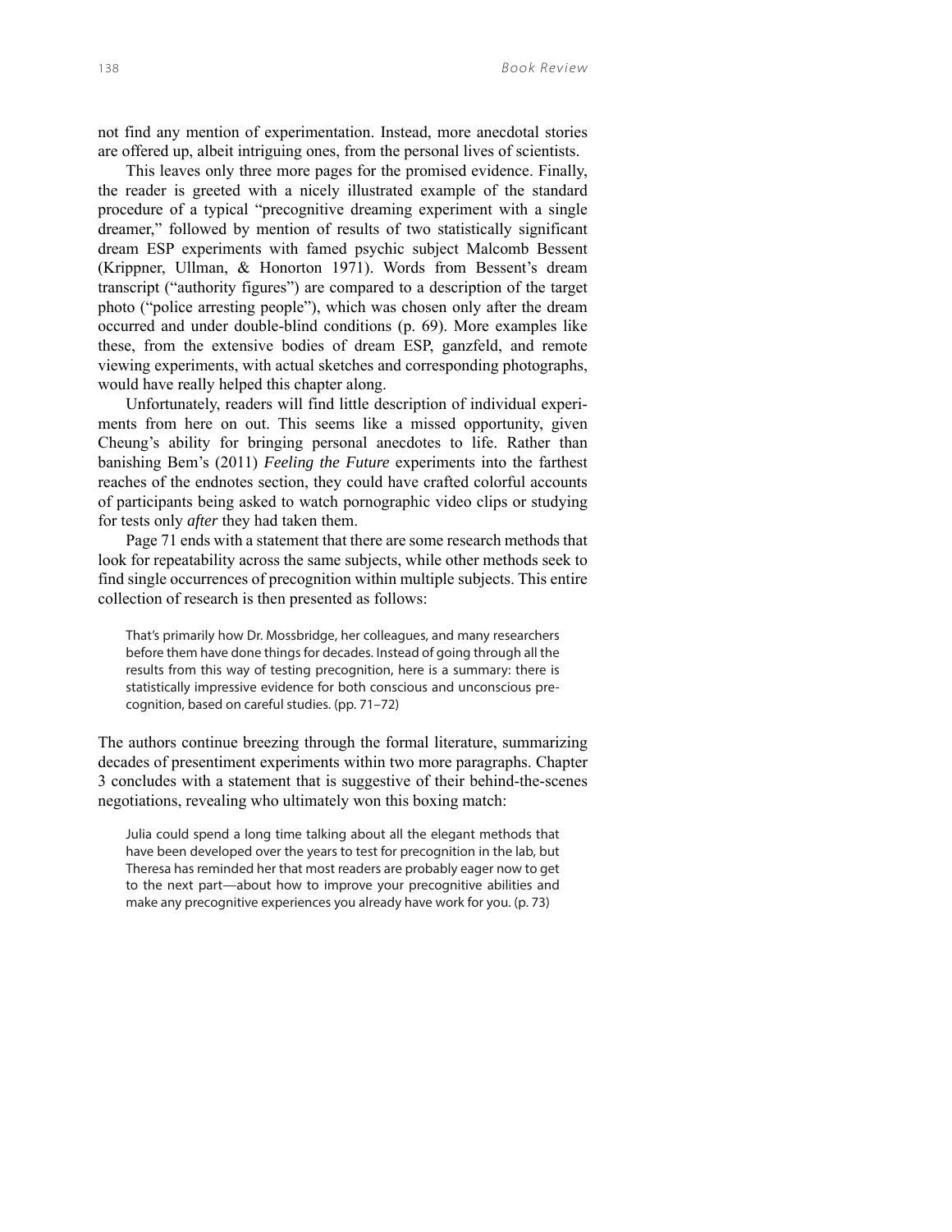not find any mention of experimentation. Instead, more anecdotal stories are offered up, albeit intriguing ones, from the personal lives of scientists.

This leaves only three more pages for the promised evidence. Finally, the reader is greeted with a nicely illustrated example of the standard procedure of a typical "precognitive dreaming experiment with a single dreamer," followed by mention of results of two statistically significant dream ESP experiments with famed psychic subject Malcomb Bessent (Krippner, Ullman, & Honorton 1971). Words from Bessent's dream transcript ("authority figures") are compared to a description of the target photo ("police arresting people"), which was chosen only after the dream occurred and under double-blind conditions (p. 69). More examples like these, from the extensive bodies of dream ESP, ganzfeld, and remote viewing experiments, with actual sketches and corresponding photographs, would have really helped this chapter along.

Unfortunately, readers will find little description of individual experiments from here on out. This seems like a missed opportunity, given Cheung's ability for bringing personal anecdotes to life. Rather than banishing Bem's (2011) *Feeling the Future* experiments into the farthest reaches of the endnotes section, they could have crafted colorful accounts of participants being asked to watch pornographic video clips or studying for tests only *after* they had taken them.

Page 71 ends with a statement that there are some research methods that look for repeatability across the same subjects, while other methods seek to find single occurrences of precognition within multiple subjects. This entire collection of research is then presented as follows:

> That's primarily how Dr. Mossbridge, her colleagues, and many researchers before them have done things for decades. Instead of going through all the results from this way of testing precognition, here is a summary: there is statistically impressive evidence for both conscious and unconscious precognition, based on careful studies. (pp. 71–72)

The authors continue breezing through the formal literature, summarizing decades of presentiment experiments within two more paragraphs. Chapter 3 concludes with a statement that is suggestive of their behind-the-scenes negotiations, revealing who ultimately won this boxing match:

> Julia could spend a long time talking about all the elegant methods that have been developed over the years to test for precognition in the lab, but Theresa has reminded her that most readers are probably eager now to get to the next part—about how to improve your precognitive abilities and make any precognitive experiences you already have work for you. (p. 73)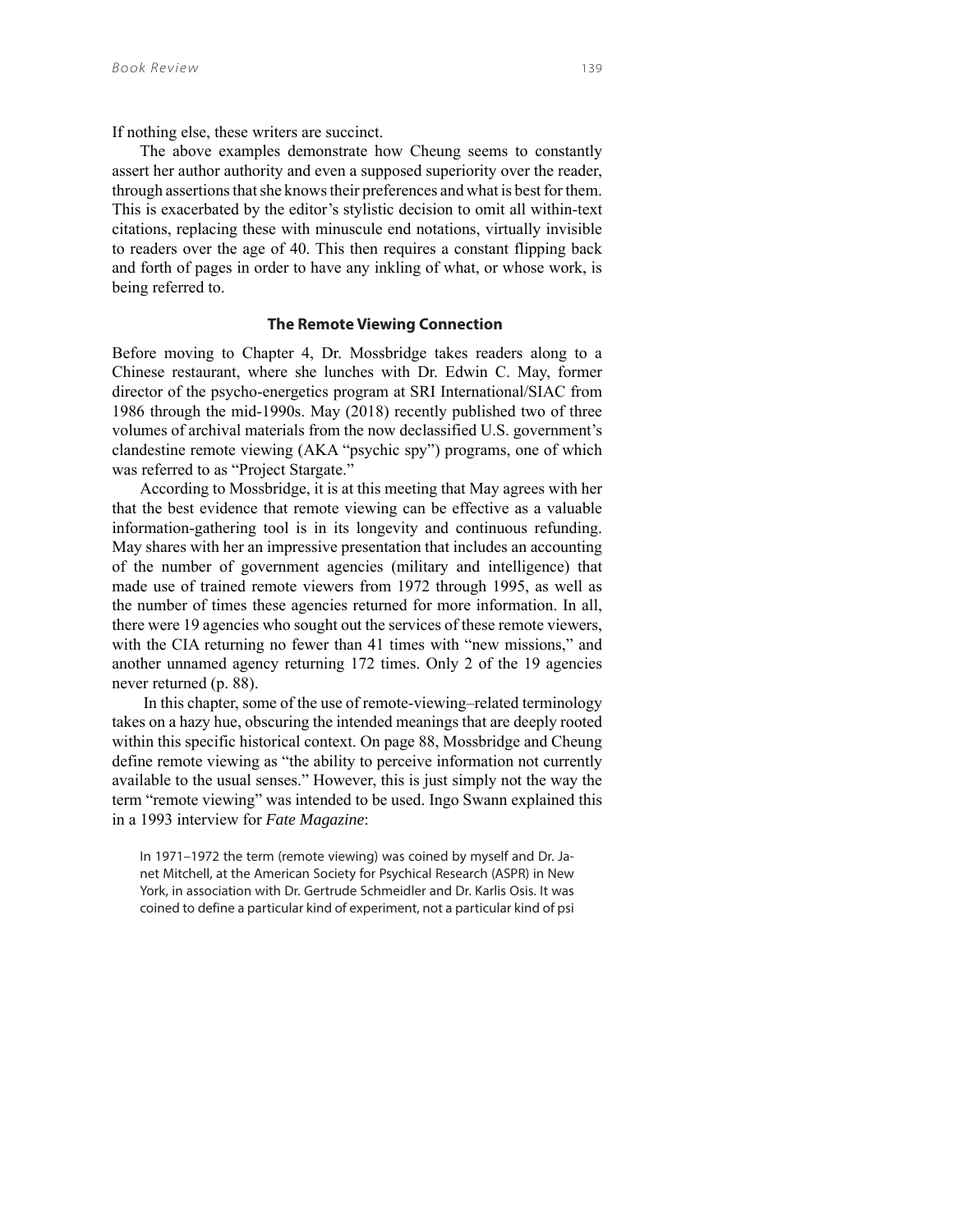If nothing else, these writers are succinct.

The above examples demonstrate how Cheung seems to constantly assert her author authority and even a supposed superiority over the reader, through assertions that she knows their preferences and what is best for them. This is exacerbated by the editor's stylistic decision to omit all within-text citations, replacing these with minuscule end notations, virtually invisible to readers over the age of 40. This then requires a constant flipping back and forth of pages in order to have any inkling of what, or whose work, is being referred to.

### The Remote Viewing Connection

Before moving to Chapter 4, Dr. Mossbridge takes readers along to a Chinese restaurant, where she lunches with Dr. Edwin C. May, former director of the psycho-energetics program at SRI International/SIAC from 1986 through the mid-1990s. May (2018) recently published two of three volumes of archival materials from the now declassified U.S. government's clandestine remote viewing (AKA "psychic spy") programs, one of which was referred to as "Project Stargate."

According to Mossbridge, it is at this meeting that May agrees with her that the best evidence that remote viewing can be effective as a valuable information-gathering tool is in its longevity and continuous refunding. May shares with her an impressive presentation that includes an accounting of the number of government agencies (military and intelligence) that made use of trained remote viewers from 1972 through 1995, as well as the number of times these agencies returned for more information. In all, there were 19 agencies who sought out the services of these remote viewers, with the CIA returning no fewer than 41 times with "new missions," and another unnamed agency returning 172 times. Only 2 of the 19 agencies never returned (p. 88).

In this chapter, some of the use of remote-viewing–related terminology takes on a hazy hue, obscuring the intended meanings that are deeply rooted within this specific historical context. On page 88, Mossbridge and Cheung define remote viewing as "the ability to perceive information not currently available to the usual senses." However, this is just simply not the way the term "remote viewing" was intended to be used. Ingo Swann explained this in a 1993 interview for *Fate Magazine*:

> In 1971–1972 the term (remote viewing) was coined by myself and Dr. Janet Mitchell, at the American Society for Psychical Research (ASPR) in New York, in association with Dr. Gertrude Schmeidler and Dr. Karlis Osis. It was coined to define a particular kind of experiment, not a particular kind of psi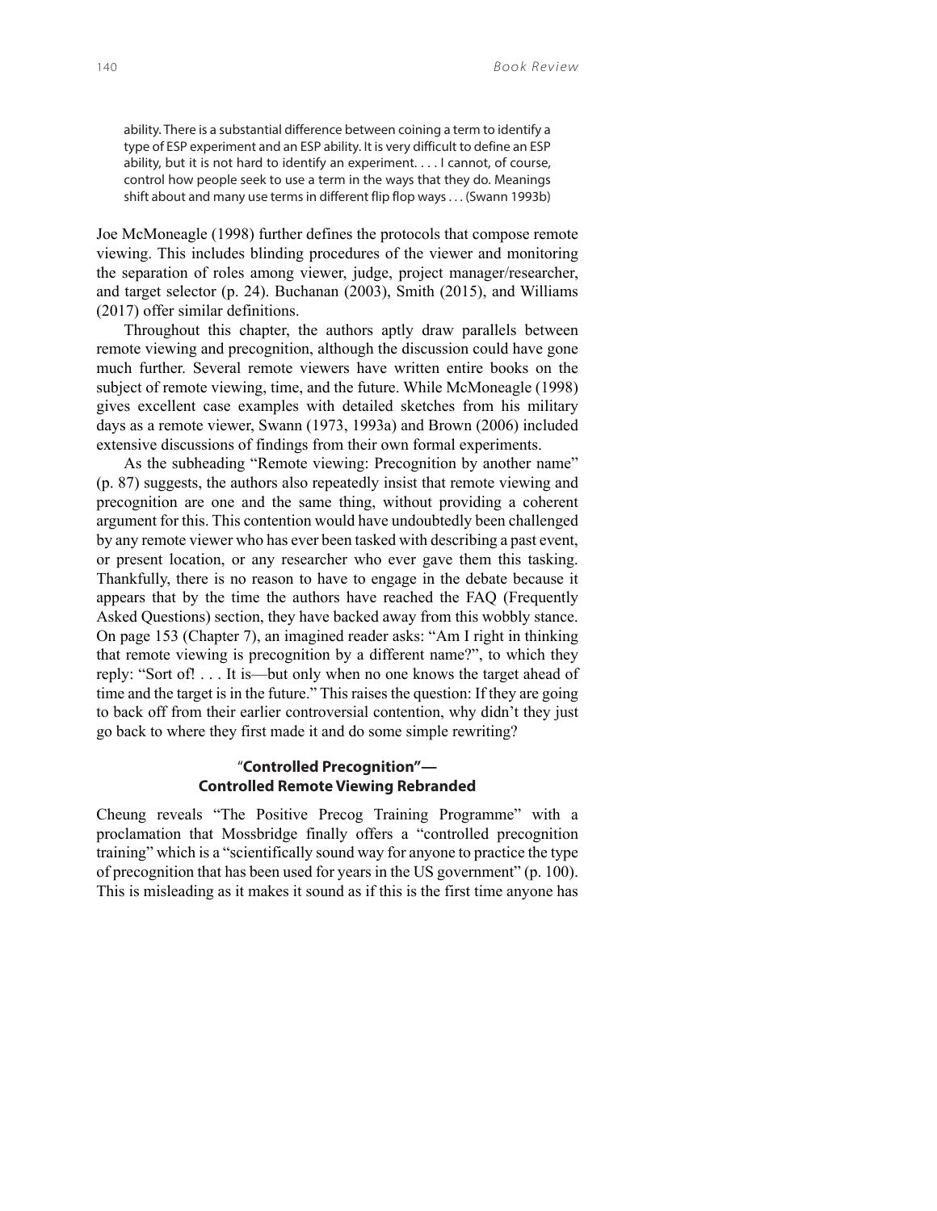> ability. There is a substantial difference between coining a term to identify a type of ESP experiment and an ESP ability. It is very difficult to define an ESP ability, but it is not hard to identify an experiment. . . . I cannot, of course, control how people seek to use a term in the ways that they do. Meanings shift about and many use terms in different flip flop ways . . . (Swann 1993b)

Joe McMoneagle (1998) further defines the protocols that compose remote viewing. This includes blinding procedures of the viewer and monitoring the separation of roles among viewer, judge, project manager/researcher, and target selector (p. 24). Buchanan (2003), Smith (2015), and Williams (2017) offer similar definitions.

Throughout this chapter, the authors aptly draw parallels between remote viewing and precognition, although the discussion could have gone much further. Several remote viewers have written entire books on the subject of remote viewing, time, and the future. While McMoneagle (1998) gives excellent case examples with detailed sketches from his military days as a remote viewer, Swann (1973, 1993a) and Brown (2006) included extensive discussions of findings from their own formal experiments.

As the subheading "Remote viewing: Precognition by another name" (p. 87) suggests, the authors also repeatedly insist that remote viewing and precognition are one and the same thing, without providing a coherent argument for this. This contention would have undoubtedly been challenged by any remote viewer who has ever been tasked with describing a past event, or present location, or any researcher who ever gave them this tasking. Thankfully, there is no reason to have to engage in the debate because it appears that by the time the authors have reached the FAQ (Frequently Asked Questions) section, they have backed away from this wobbly stance. On page 153 (Chapter 7), an imagined reader asks: "Am I right in thinking that remote viewing is precognition by a different name?", to which they reply: "Sort of! . . . It is—but only when no one knows the target ahead of time and the target is in the future." This raises the question: If they are going to back off from their earlier controversial contention, why didn't they just go back to where they first made it and do some simple rewriting?

## "Controlled Precognition"— Controlled Remote Viewing Rebranded

Cheung reveals "The Positive Precog Training Programme" with a proclamation that Mossbridge finally offers a "controlled precognition training" which is a "scientifically sound way for anyone to practice the type of precognition that has been used for years in the US government" (p. 100). This is misleading as it makes it sound as if this is the first time anyone has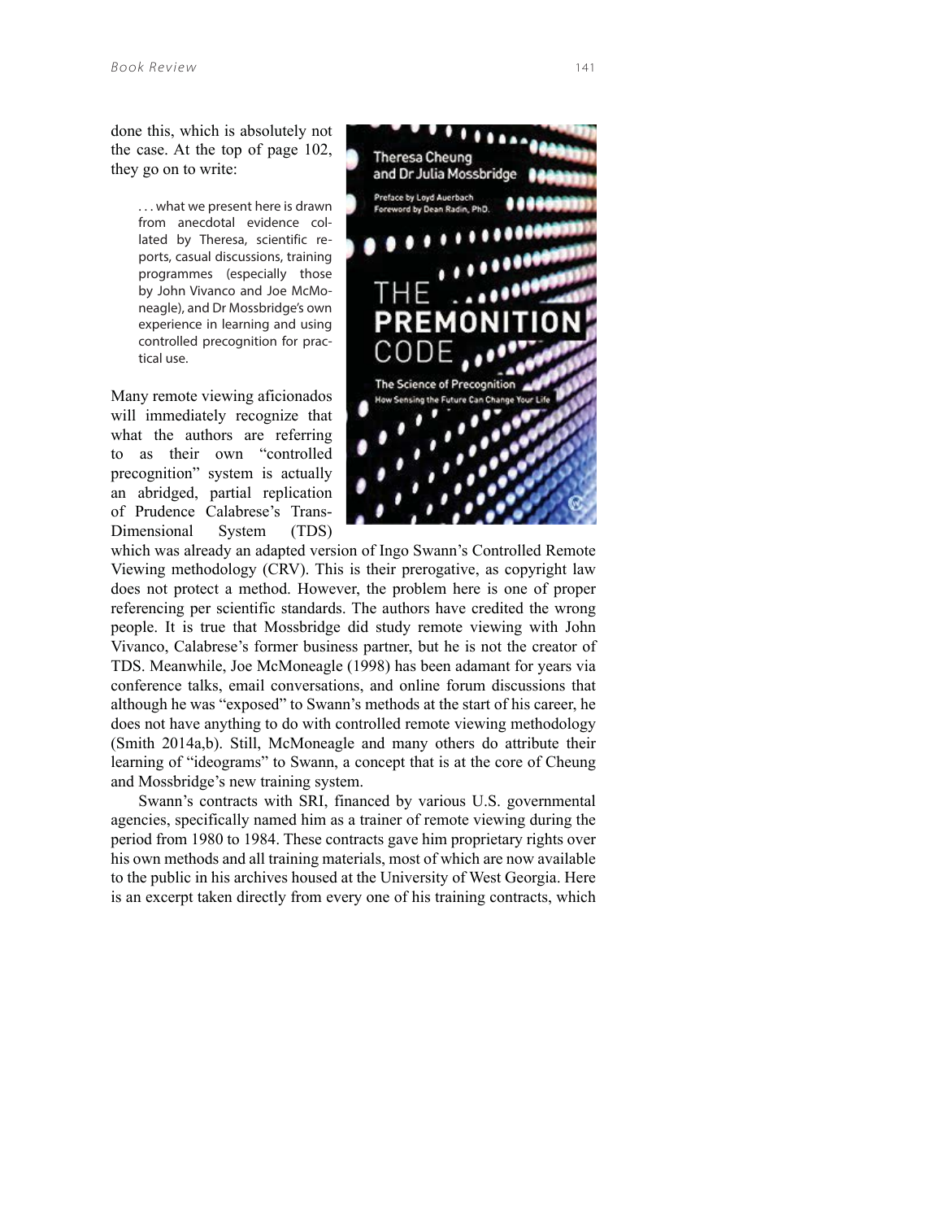done this, which is absolutely not the case. At the top of page 102, they go on to write:

> . . . what we present here is drawn from anecdotal evidence collated by Theresa, scientific reports, casual discussions, training programmes (especially those by John Vivanco and Joe McMoneagle), and Dr Mossbridge's own experience in learning and using controlled precognition for practical use.

Many remote viewing aficionados will immediately recognize that what the authors are referring to as their own "controlled precognition" system is actually an abridged, partial replication of Prudence Calabrese's Trans-Dimensional System (TDS) which was already an adapted version of Ingo Swann's Controlled Remote Viewing methodology (CRV). This is their prerogative, as copyright law does not protect a method. However, the problem here is one of proper referencing per scientific standards. The authors have credited the wrong people. It is true that Mossbridge did study remote viewing with John Vivanco, Calabrese's former business partner, but he is not the creator of TDS. Meanwhile, Joe McMoneagle (1998) has been adamant for years via conference talks, email conversations, and online forum discussions that although he was "exposed" to Swann's methods at the start of his career, he does not have anything to do with controlled remote viewing methodology (Smith 2014a,b). Still, McMoneagle and many others do attribute their learning of "ideograms" to Swann, a concept that is at the core of Cheung and Mossbridge's new training system.

Swann's contracts with SRI, financed by various U.S. governmental agencies, specifically named him as a trainer of remote viewing during the period from 1980 to 1984. These contracts gave him proprietary rights over his own methods and all training materials, most of which are now available to the public in his archives housed at the University of West Georgia. Here is an excerpt taken directly from every one of his training contracts, which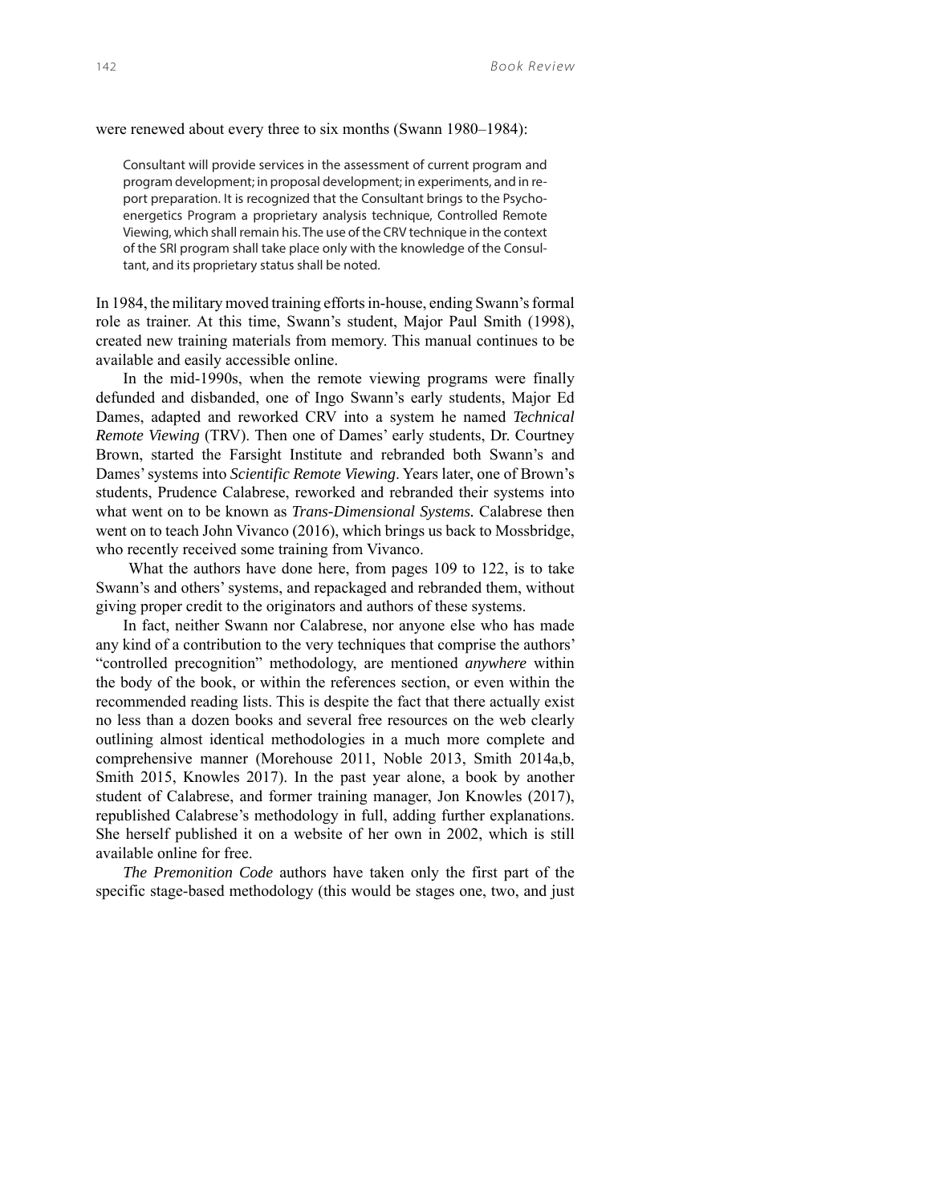were renewed about every three to six months (Swann 1980–1984):

> Consultant will provide services in the assessment of current program and program development; in proposal development; in experiments, and in report preparation. It is recognized that the Consultant brings to the Psychoenergetics Program a proprietary analysis technique, Controlled Remote Viewing, which shall remain his. The use of the CRV technique in the context of the SRI program shall take place only with the knowledge of the Consultant, and its proprietary status shall be noted.

In 1984, the military moved training efforts in-house, ending Swann's formal role as trainer. At this time, Swann's student, Major Paul Smith (1998), created new training materials from memory. This manual continues to be available and easily accessible online.

In the mid-1990s, when the remote viewing programs were finally defunded and disbanded, one of Ingo Swann's early students, Major Ed Dames, adapted and reworked CRV into a system he named *Technical Remote Viewing* (TRV). Then one of Dames' early students, Dr. Courtney Brown, started the Farsight Institute and rebranded both Swann's and Dames' systems into *Scientific Remote Viewing*. Years later, one of Brown's students, Prudence Calabrese, reworked and rebranded their systems into what went on to be known as *Trans-Dimensional Systems.* Calabrese then went on to teach John Vivanco (2016), which brings us back to Mossbridge, who recently received some training from Vivanco.

What the authors have done here, from pages 109 to 122, is to take Swann's and others' systems, and repackaged and rebranded them, without giving proper credit to the originators and authors of these systems.

In fact, neither Swann nor Calabrese, nor anyone else who has made any kind of a contribution to the very techniques that comprise the authors' "controlled precognition" methodology, are mentioned *anywhere* within the body of the book, or within the references section, or even within the recommended reading lists. This is despite the fact that there actually exist no less than a dozen books and several free resources on the web clearly outlining almost identical methodologies in a much more complete and comprehensive manner (Morehouse 2011, Noble 2013, Smith 2014a,b, Smith 2015, Knowles 2017). In the past year alone, a book by another student of Calabrese, and former training manager, Jon Knowles (2017), republished Calabrese's methodology in full, adding further explanations. She herself published it on a website of her own in 2002, which is still available online for free.

*The Premonition Code* authors have taken only the first part of the specific stage-based methodology (this would be stages one, two, and just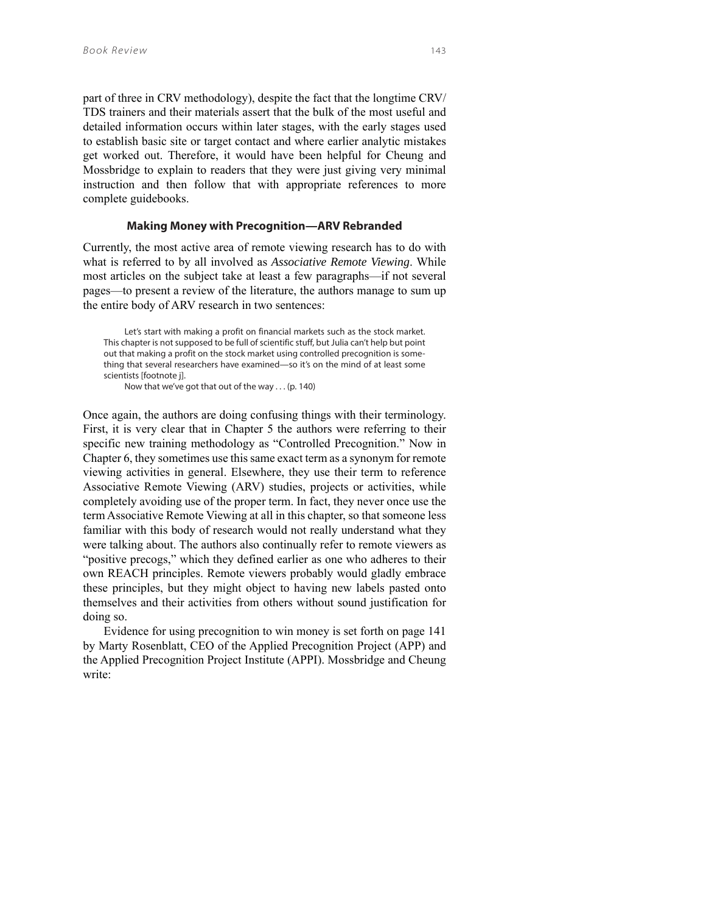part of three in CRV methodology), despite the fact that the longtime CRV/TDS trainers and their materials assert that the bulk of the most useful and detailed information occurs within later stages, with the early stages used to establish basic site or target contact and where earlier analytic mistakes get worked out. Therefore, it would have been helpful for Cheung and Mossbridge to explain to readers that they were just giving very minimal instruction and then follow that with appropriate references to more complete guidebooks.

### Making Money with Precognition—ARV Rebranded

Currently, the most active area of remote viewing research has to do with what is referred to by all involved as *Associative Remote Viewing*. While most articles on the subject take at least a few paragraphs—if not several pages—to present a review of the literature, the authors manage to sum up the entire body of ARV research in two sentences:

> Let's start with making a profit on financial markets such as the stock market. This chapter is not supposed to be full of scientific stuff, but Julia can't help but point out that making a profit on the stock market using controlled precognition is something that several researchers have examined—so it's on the mind of at least some scientists [footnote j].
>
> Now that we've got that out of the way . . . (p. 140)

Once again, the authors are doing confusing things with their terminology. First, it is very clear that in Chapter 5 the authors were referring to their specific new training methodology as "Controlled Precognition." Now in Chapter 6, they sometimes use this same exact term as a synonym for remote viewing activities in general. Elsewhere, they use their term to reference Associative Remote Viewing (ARV) studies, projects or activities, while completely avoiding use of the proper term. In fact, they never once use the term Associative Remote Viewing at all in this chapter, so that someone less familiar with this body of research would not really understand what they were talking about. The authors also continually refer to remote viewers as "positive precogs," which they defined earlier as one who adheres to their own REACH principles. Remote viewers probably would gladly embrace these principles, but they might object to having new labels pasted onto themselves and their activities from others without sound justification for doing so.

Evidence for using precognition to win money is set forth on page 141 by Marty Rosenblatt, CEO of the Applied Precognition Project (APP) and the Applied Precognition Project Institute (APPI). Mossbridge and Cheung write: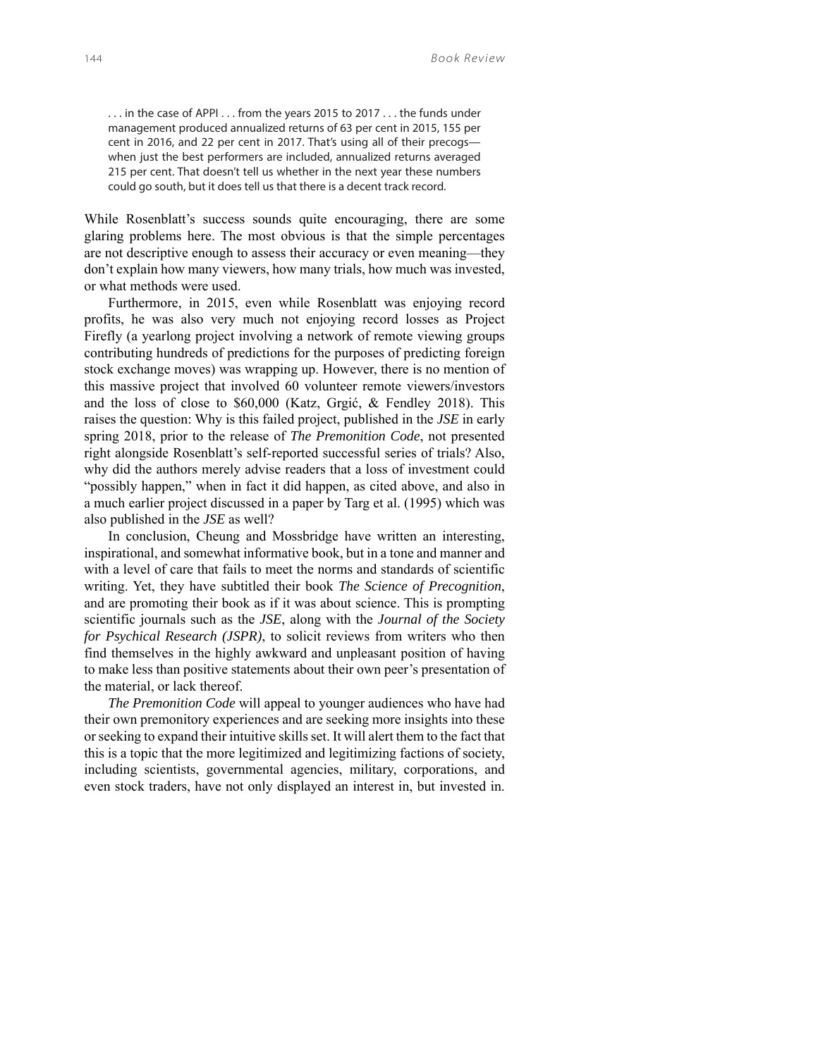> . . . in the case of APPI . . . from the years 2015 to 2017 . . . the funds under management produced annualized returns of 63 per cent in 2015, 155 per cent in 2016, and 22 per cent in 2017. That's using all of their precogs—when just the best performers are included, annualized returns averaged 215 per cent. That doesn't tell us whether in the next year these numbers could go south, but it does tell us that there is a decent track record.

While Rosenblatt's success sounds quite encouraging, there are some glaring problems here. The most obvious is that the simple percentages are not descriptive enough to assess their accuracy or even meaning—they don't explain how many viewers, how many trials, how much was invested, or what methods were used.

Furthermore, in 2015, even while Rosenblatt was enjoying record profits, he was also very much not enjoying record losses as Project Firefly (a yearlong project involving a network of remote viewing groups contributing hundreds of predictions for the purposes of predicting foreign stock exchange moves) was wrapping up. However, there is no mention of this massive project that involved 60 volunteer remote viewers/investors and the loss of close to $60,000 (Katz, Grgić, & Fendley 2018). This raises the question: Why is this failed project, published in the *JSE* in early spring 2018, prior to the release of *The Premonition Code*, not presented right alongside Rosenblatt's self-reported successful series of trials? Also, why did the authors merely advise readers that a loss of investment could "possibly happen," when in fact it did happen, as cited above, and also in a much earlier project discussed in a paper by Targ et al. (1995) which was also published in the *JSE* as well?

In conclusion, Cheung and Mossbridge have written an interesting, inspirational, and somewhat informative book, but in a tone and manner and with a level of care that fails to meet the norms and standards of scientific writing. Yet, they have subtitled their book *The Science of Precognition*, and are promoting their book as if it was about science. This is prompting scientific journals such as the *JSE*, along with the *Journal of the Society for Psychical Research (JSPR)*, to solicit reviews from writers who then find themselves in the highly awkward and unpleasant position of having to make less than positive statements about their own peer's presentation of the material, or lack thereof.

*The Premonition Code* will appeal to younger audiences who have had their own premonitory experiences and are seeking more insights into these or seeking to expand their intuitive skills set. It will alert them to the fact that this is a topic that the more legitimized and legitimizing factions of society, including scientists, governmental agencies, military, corporations, and even stock traders, have not only displayed an interest in, but invested in.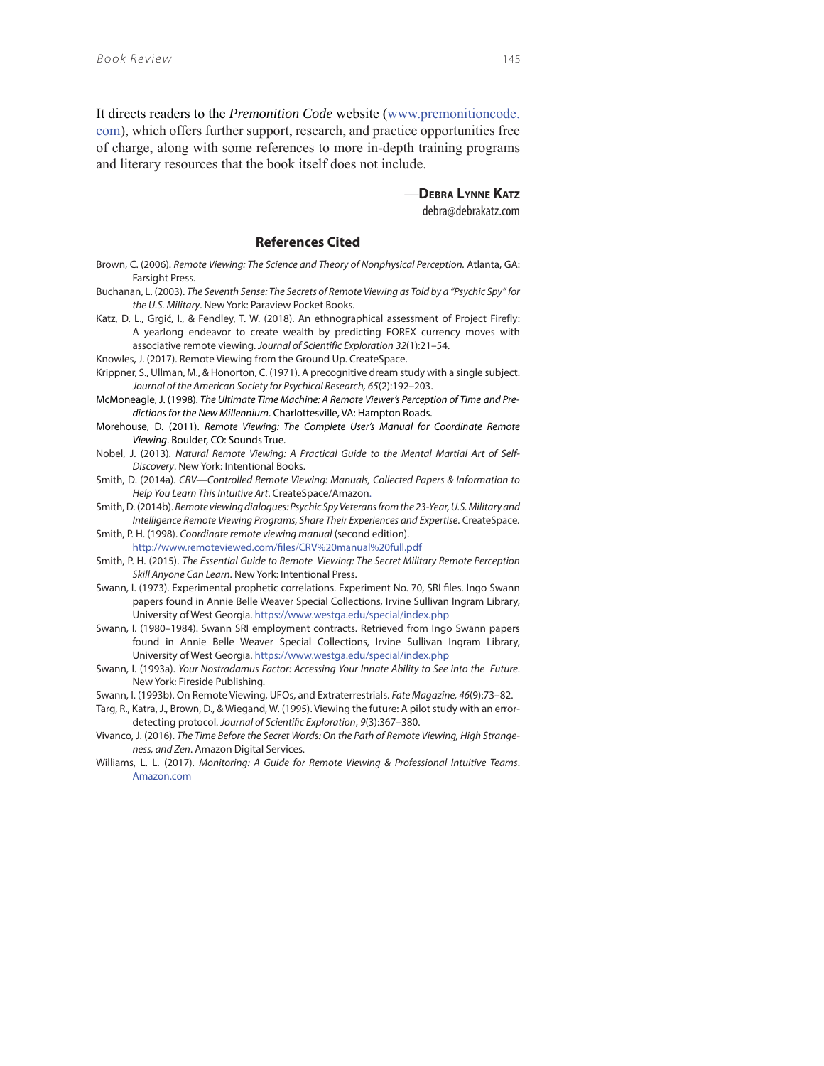It directs readers to the *Premonition Code* website (www.premonitioncode.com), which offers further support, research, and practice opportunities free of charge, along with some references to more in-depth training programs and literary resources that the book itself does not include.

—**Debra Lynne Katz**
debra@debrakatz.com

## References Cited

Brown, C. (2006). *Remote Viewing: The Science and Theory of Nonphysical Perception.* Atlanta, GA: Farsight Press.

Buchanan, L. (2003). *The Seventh Sense: The Secrets of Remote Viewing as Told by a "Psychic Spy" for the U.S. Military*. New York: Paraview Pocket Books.

Katz, D. L., Grgić, I., & Fendley, T. W. (2018). An ethnographical assessment of Project Firefly: A yearlong endeavor to create wealth by predicting FOREX currency moves with associative remote viewing. *Journal of Scientific Exploration 32*(1):21–54.

Knowles, J. (2017). Remote Viewing from the Ground Up. CreateSpace.

Krippner, S., Ullman, M., & Honorton, C. (1971). A precognitive dream study with a single subject. *Journal of the American Society for Psychical Research, 65*(2):192–203.

McMoneagle, J. (1998). *The Ultimate Time Machine: A Remote Viewer's Perception of Time and Predictions for the New Millennium*. Charlottesville, VA: Hampton Roads.

Morehouse, D. (2011). *Remote Viewing: The Complete User's Manual for Coordinate Remote Viewing*. Boulder, CO: Sounds True.

Nobel, J. (2013). *Natural Remote Viewing: A Practical Guide to the Mental Martial Art of Self-Discovery*. New York: Intentional Books.

Smith, D. (2014a). *CRV—Controlled Remote Viewing: Manuals, Collected Papers & Information to Help You Learn This Intuitive Art*. CreateSpace/Amazon.

Smith, D. (2014b). *Remote viewing dialogues: Psychic Spy Veterans from the 23-Year, U.S. Military and Intelligence Remote Viewing Programs, Share Their Experiences and Expertise*. CreateSpace.

Smith, P. H. (1998). *Coordinate remote viewing manual* (second edition). http://www.remoteviewed.com/files/CRV%20manual%20full.pdf

Smith, P. H. (2015). *The Essential Guide to Remote Viewing: The Secret Military Remote Perception Skill Anyone Can Learn*. New York: Intentional Press.

Swann, I. (1973). Experimental prophetic correlations. Experiment No. 70, SRI files. Ingo Swann papers found in Annie Belle Weaver Special Collections, Irvine Sullivan Ingram Library, University of West Georgia. https://www.westga.edu/special/index.php

Swann, I. (1980–1984). Swann SRI employment contracts. Retrieved from Ingo Swann papers found in Annie Belle Weaver Special Collections, Irvine Sullivan Ingram Library, University of West Georgia. https://www.westga.edu/special/index.php

Swann, I. (1993a). *Your Nostradamus Factor: Accessing Your Innate Ability to See into the Future*. New York: Fireside Publishing.

Swann, I. (1993b). On Remote Viewing, UFOs, and Extraterrestrials. *Fate Magazine, 46*(9):73–82.

Targ, R., Katra, J., Brown, D., & Wiegand, W. (1995). Viewing the future: A pilot study with an error-detecting protocol. *Journal of Scientific Exploration*, *9*(3):367–380.

Vivanco, J. (2016). *The Time Before the Secret Words: On the Path of Remote Viewing, High Strangeness, and Zen*. Amazon Digital Services.

Williams, L. L. (2017). *Monitoring: A Guide for Remote Viewing & Professional Intuitive Teams*. Amazon.com